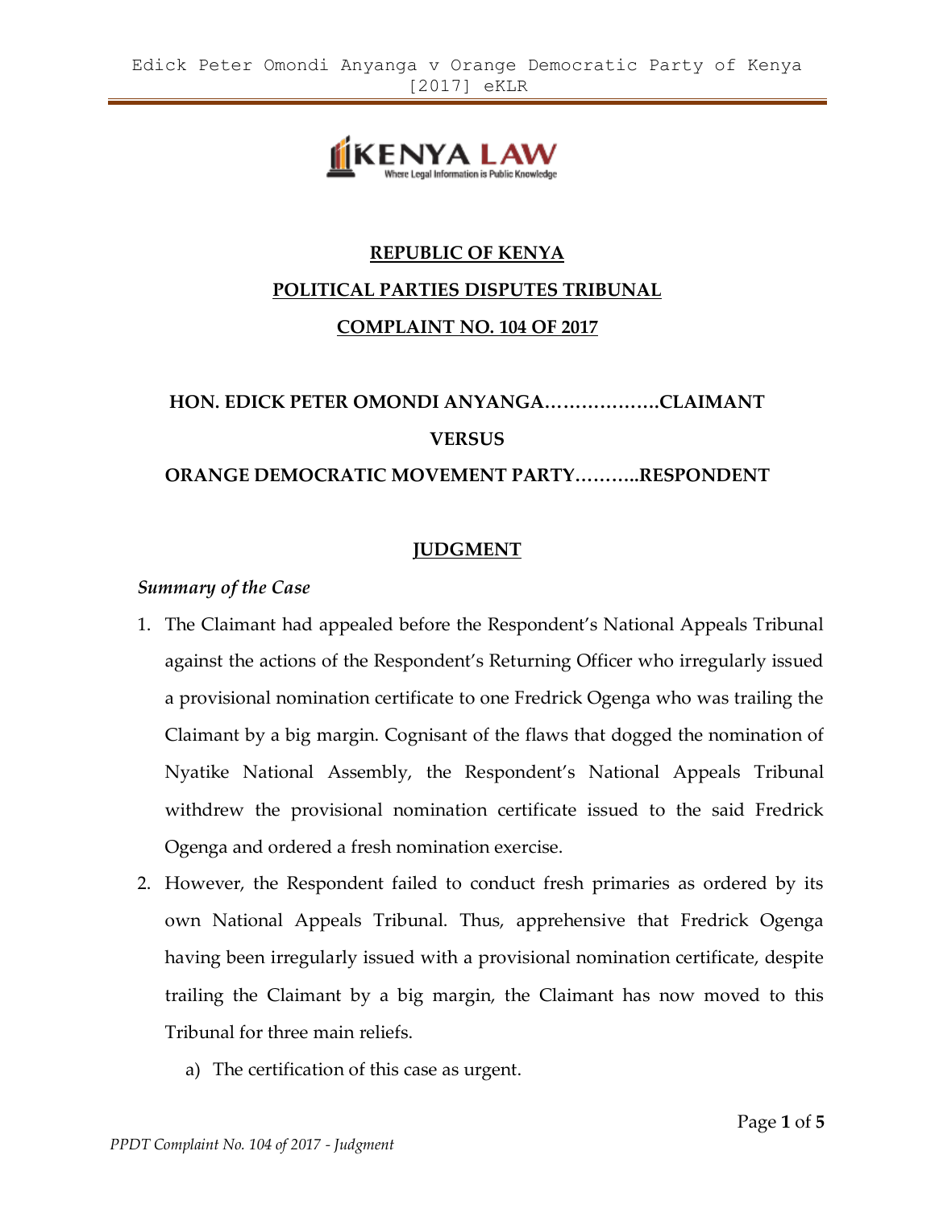**REPUBLIC OF KENYA**

**POLITICAL PARTIES DISPUTES TRIBUNAL**

**COMPLAINT NO. 104 OF 2017**

**HON. EDICK PETER OMONDI ANYANGA……………….CLAIMANT**

**VERSUS**

**ORANGE DEMOCRATIC MOVEMENT PARTY………..RESPONDENT**

## JUDGMENT

*Summary of the Case*

1. The Claimant had appealed before the Respondent's National Appeals Tribunal against the actions of the Respondent's Returning Officer who irregularly issued a provisional nomination certificate to one Fredrick Ogenga who was trailing the Claimant by a big margin. Cognisant of the flaws that dogged the nomination of Nyatike National Assembly, the Respondent's National Appeals Tribunal withdrew the provisional nomination certificate issued to the said Fredrick Ogenga and ordered a fresh nomination exercise.
2. However, the Respondent failed to conduct fresh primaries as ordered by its own National Appeals Tribunal. Thus, apprehensive that Fredrick Ogenga having been irregularly issued with a provisional nomination certificate, despite trailing the Claimant by a big margin, the Claimant has now moved to this Tribunal for three main reliefs.
   a) The certification of this case as urgent.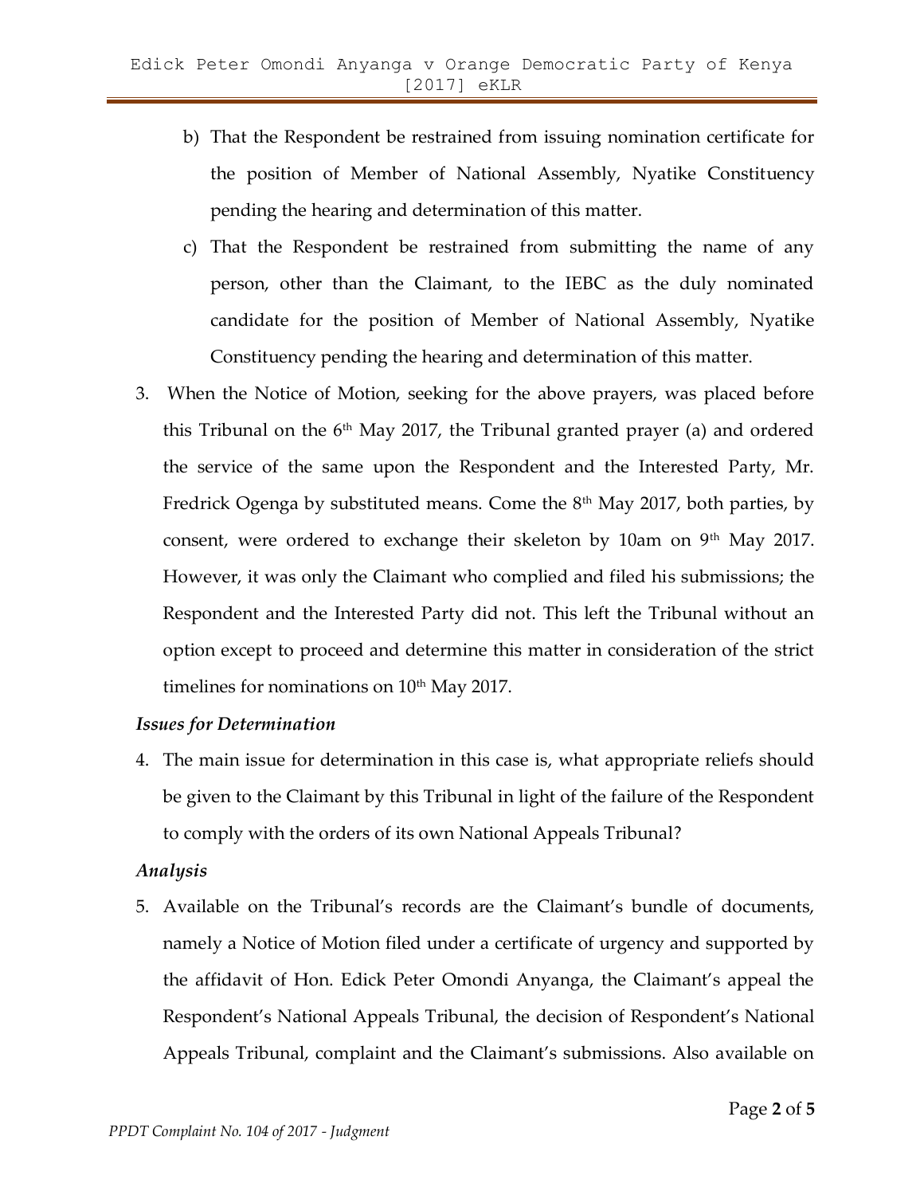b) That the Respondent be restrained from issuing nomination certificate for the position of Member of National Assembly, Nyatike Constituency pending the hearing and determination of this matter.

c) That the Respondent be restrained from submitting the name of any person, other than the Claimant, to the IEBC as the duly nominated candidate for the position of Member of National Assembly, Nyatike Constituency pending the hearing and determination of this matter.

3. When the Notice of Motion, seeking for the above prayers, was placed before this Tribunal on the 6th May 2017, the Tribunal granted prayer (a) and ordered the service of the same upon the Respondent and the Interested Party, Mr. Fredrick Ogenga by substituted means. Come the 8th May 2017, both parties, by consent, were ordered to exchange their skeleton by 10am on 9th May 2017. However, it was only the Claimant who complied and filed his submissions; the Respondent and the Interested Party did not. This left the Tribunal without an option except to proceed and determine this matter in consideration of the strict timelines for nominations on 10th May 2017.

***Issues for Determination***

4. The main issue for determination in this case is, what appropriate reliefs should be given to the Claimant by this Tribunal in light of the failure of the Respondent to comply with the orders of its own National Appeals Tribunal?

***Analysis***

5. Available on the Tribunal's records are the Claimant's bundle of documents, namely a Notice of Motion filed under a certificate of urgency and supported by the affidavit of Hon. Edick Peter Omondi Anyanga, the Claimant's appeal the Respondent's National Appeals Tribunal, the decision of Respondent's National Appeals Tribunal, complaint and the Claimant's submissions. Also available on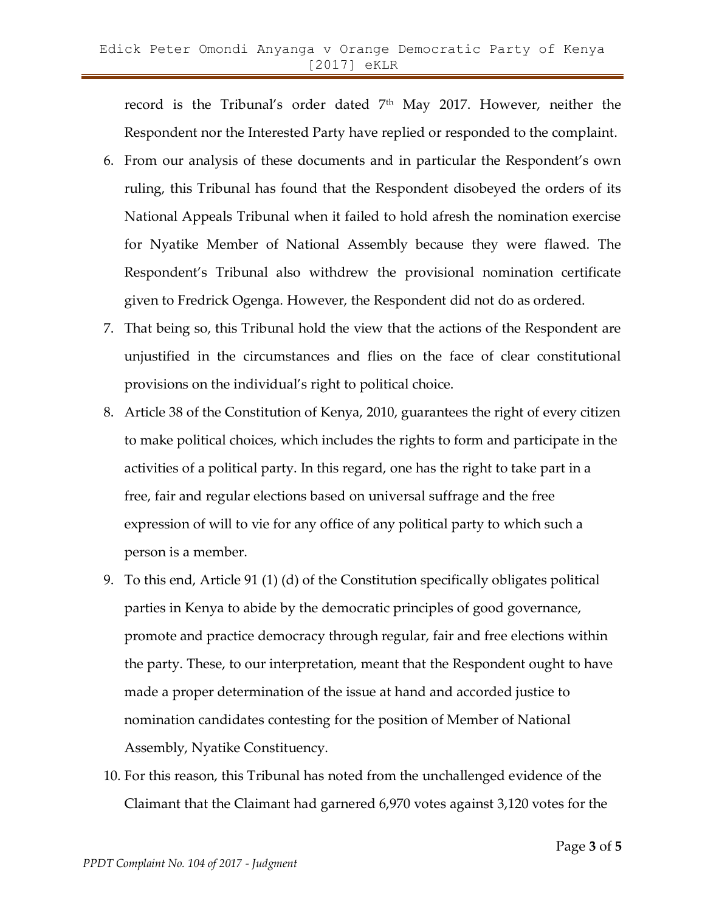record is the Tribunal's order dated 7th May 2017. However, neither the Respondent nor the Interested Party have replied or responded to the complaint.

6. From our analysis of these documents and in particular the Respondent's own ruling, this Tribunal has found that the Respondent disobeyed the orders of its National Appeals Tribunal when it failed to hold afresh the nomination exercise for Nyatike Member of National Assembly because they were flawed. The Respondent's Tribunal also withdrew the provisional nomination certificate given to Fredrick Ogenga. However, the Respondent did not do as ordered.
7. That being so, this Tribunal hold the view that the actions of the Respondent are unjustified in the circumstances and flies on the face of clear constitutional provisions on the individual's right to political choice.
8. Article 38 of the Constitution of Kenya, 2010, guarantees the right of every citizen to make political choices, which includes the rights to form and participate in the activities of a political party. In this regard, one has the right to take part in a free, fair and regular elections based on universal suffrage and the free expression of will to vie for any office of any political party to which such a person is a member.
9. To this end, Article 91 (1) (d) of the Constitution specifically obligates political parties in Kenya to abide by the democratic principles of good governance, promote and practice democracy through regular, fair and free elections within the party. These, to our interpretation, meant that the Respondent ought to have made a proper determination of the issue at hand and accorded justice to nomination candidates contesting for the position of Member of National Assembly, Nyatike Constituency.
10. For this reason, this Tribunal has noted from the unchallenged evidence of the Claimant that the Claimant had garnered 6,970 votes against 3,120 votes for the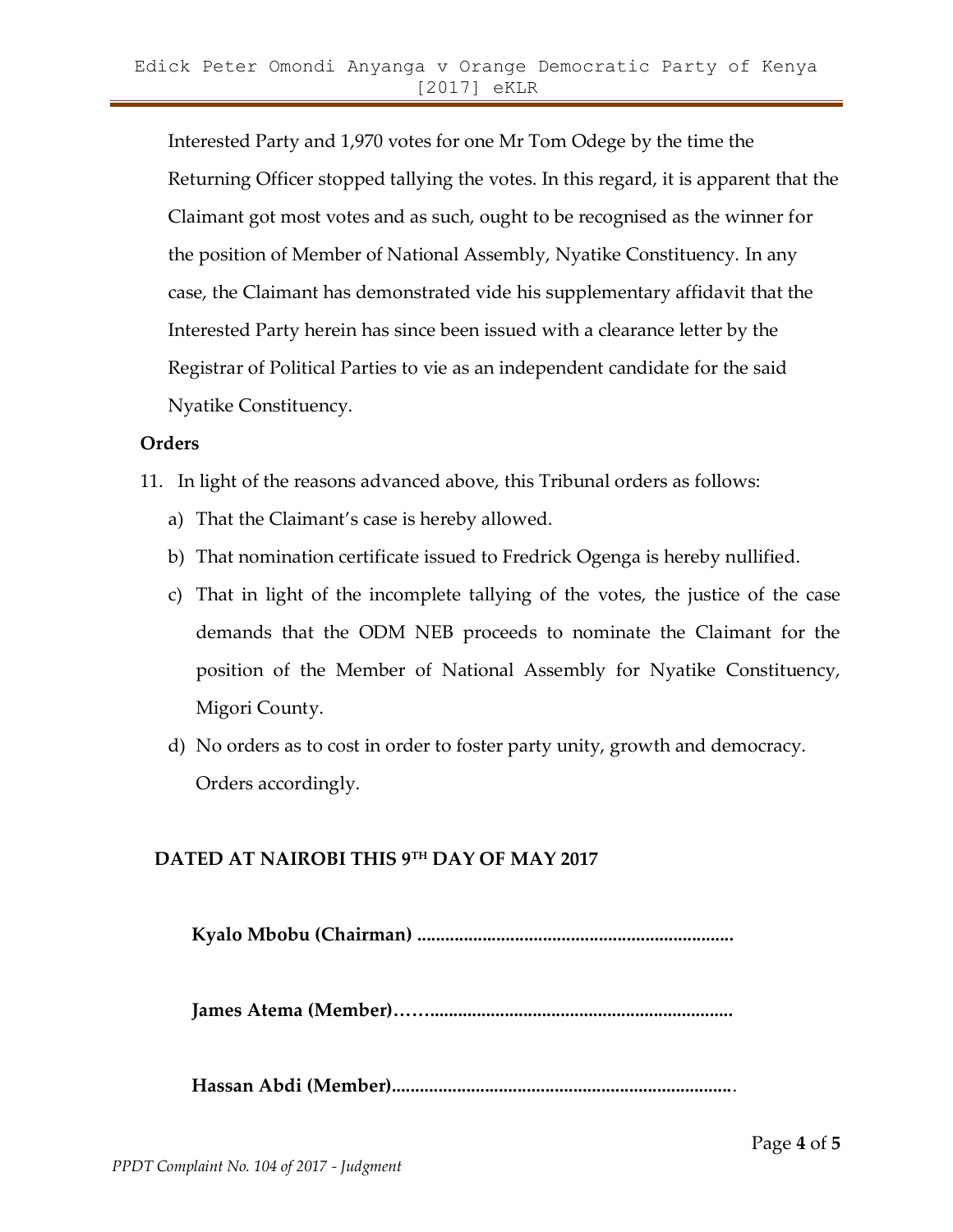Interested Party and 1,970 votes for one Mr Tom Odege by the time the Returning Officer stopped tallying the votes. In this regard, it is apparent that the Claimant got most votes and as such, ought to be recognised as the winner for the position of Member of National Assembly, Nyatike Constituency. In any case, the Claimant has demonstrated vide his supplementary affidavit that the Interested Party herein has since been issued with a clearance letter by the Registrar of Political Parties to vie as an independent candidate for the said Nyatike Constituency.

**Orders**

11. In light of the reasons advanced above, this Tribunal orders as follows:
    a) That the Claimant's case is hereby allowed.
    b) That nomination certificate issued to Fredrick Ogenga is hereby nullified.
    c) That in light of the incomplete tallying of the votes, the justice of the case demands that the ODM NEB proceeds to nominate the Claimant for the position of the Member of National Assembly for Nyatike Constituency, Migori County.
    d) No orders as to cost in order to foster party unity, growth and democracy. Orders accordingly.

**DATED AT NAIROBI THIS 9TH DAY OF MAY 2017**

**Kyalo Mbobu (Chairman) ....................................................................**

**James Atema (Member)……..................................................................**

**Hassan Abdi (Member)..........................................................................**

*PPDT Complaint No. 104 of 2017 - Judgment*